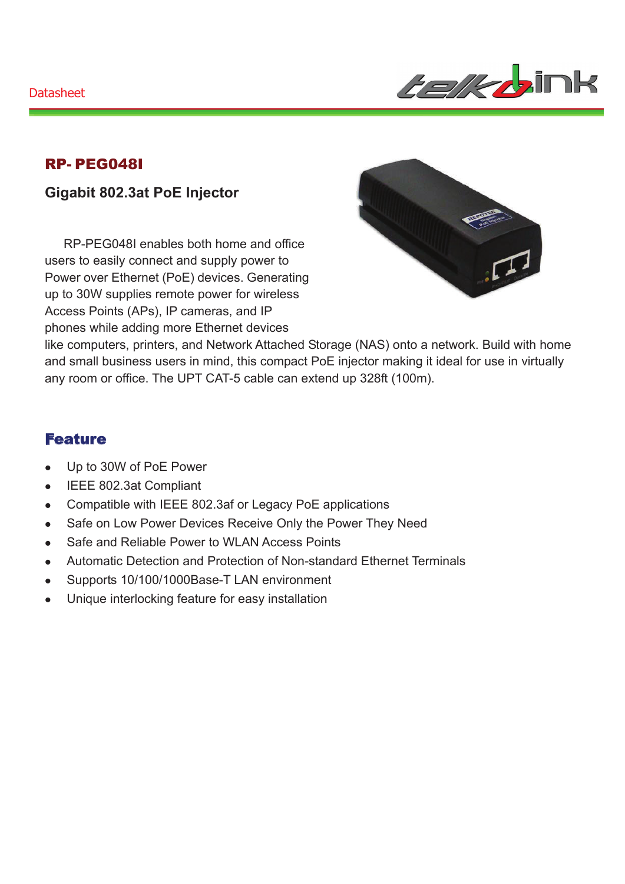Datasheet

# RP- PEG048I

## Gigabit 802.3at PoE Injector

RP-PEG048I enables both home and office users to easily connect and supply power to Power over Ethernet (PoE) devices. Generating up to 30W supplies remote power for wireless Access Points (APs), IP cameras, and IP phones while adding more Ethernet devices like computers, printers, and Network Attached Storage (NAS) onto a network. Build with home and small business users in mind, this compact PoE injector making it ideal for use in virtually any room or office. The UPT CAT-5 cable can extend up 328ft (100m).

## Feature

- Up to 30W of PoE Power
- IEEE 802.3at Compliant
- Compatible with IEEE 802.3af or Legacy PoE applications
- Safe on Low Power Devices Receive Only the Power They Need
- Safe and Reliable Power to WLAN Access Points
- Automatic Detection and Protection of Non-standard Ethernet Terminals
- Supports 10/100/1000Base-T LAN environment
- Unique interlocking feature for easy installation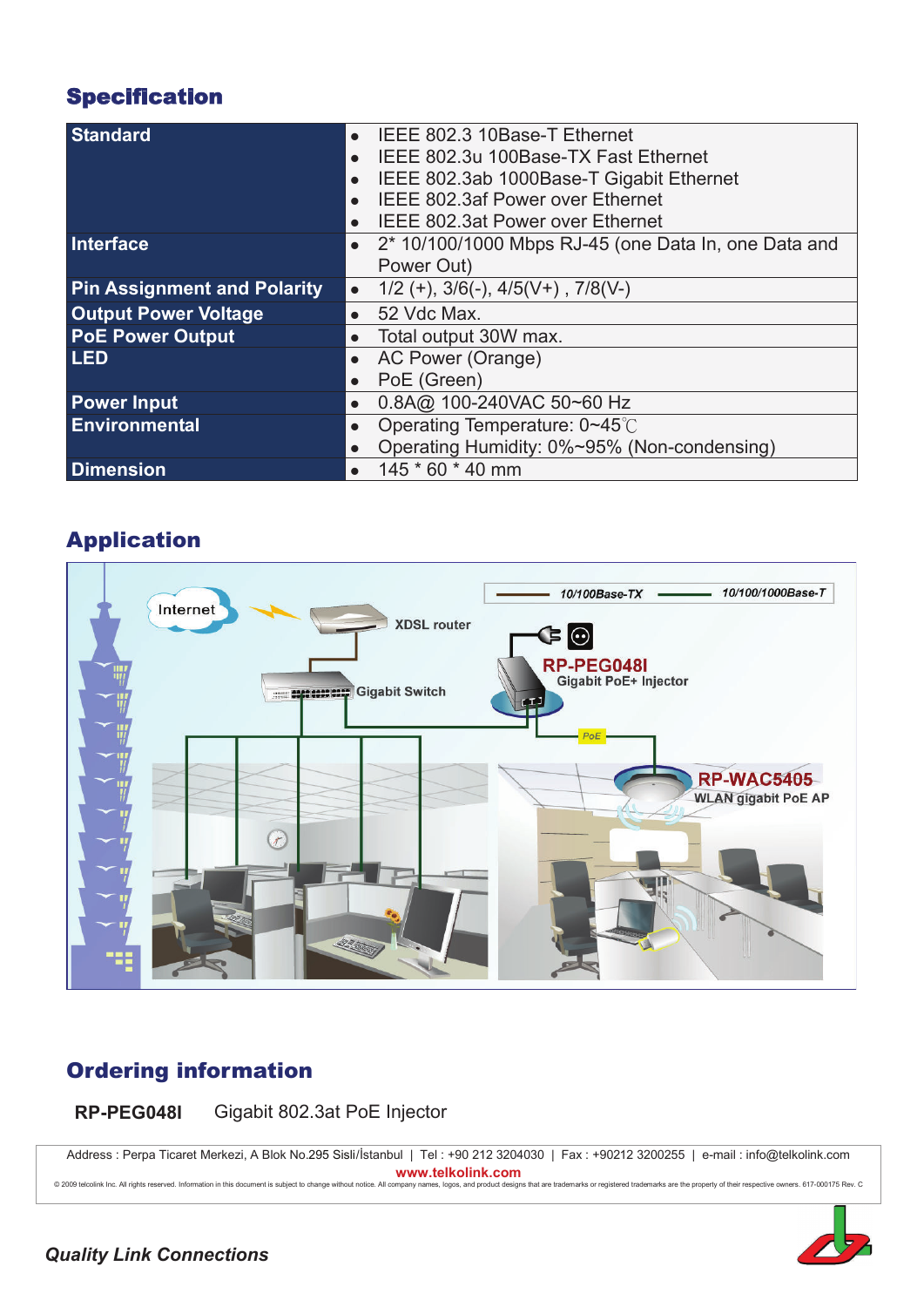## Specification

| | |
|---|---|
| **Standard** | • IEEE 802.3 10Base-T Ethernet<br>• IEEE 802.3u 100Base-TX Fast Ethernet<br>• IEEE 802.3ab 1000Base-T Gigabit Ethernet<br>• IEEE 802.3af Power over Ethernet<br>• IEEE 802.3at Power over Ethernet |
| **Interface** | • 2* 10/100/1000 Mbps RJ-45 (one Data In, one Data and Power Out) |
| **Pin Assignment and Polarity** | • 1/2 (+), 3/6(-), 4/5(V+) , 7/8(V-) |
| **Output Power Voltage** | • 52 Vdc Max. |
| **PoE Power Output** | • Total output 30W max. |
| **LED** | • AC Power (Orange)<br>• PoE (Green) |
| **Power Input** | • 0.8A@ 100-240VAC 50~60 Hz |
| **Environmental** | • Operating Temperature: 0~45℃<br>• Operating Humidity: 0%~95% (Non-condensing) |
| **Dimension** | • 145 * 60 * 40 mm |

## Application

10/100Base-TX
10/100/1000Base-T
Internet
XDSL router
Gigabit Switch
RP-PEG048I
Gigabit PoE+ Injector
PoE
RP-WAC5405
WLAN gigabit PoE AP

## Ordering information

**RP-PEG048I** Gigabit 802.3at PoE Injector

Address : Perpa Ticaret Merkezi, A Blok No.295 Sisli/İstanbul | Tel : +90 212 3204030 | Fax : +90212 3200255 | e-mail : info@telkolink.com

**www.telkolink.com**

© 2009 telcolink Inc. All rights reserved. Information in this document is subject to change without notice. All company names, logos, and product designs that are trademarks or registered trademarks are the property of their respective owners. 617-000175 Rev. C

***Quality Link Connections***